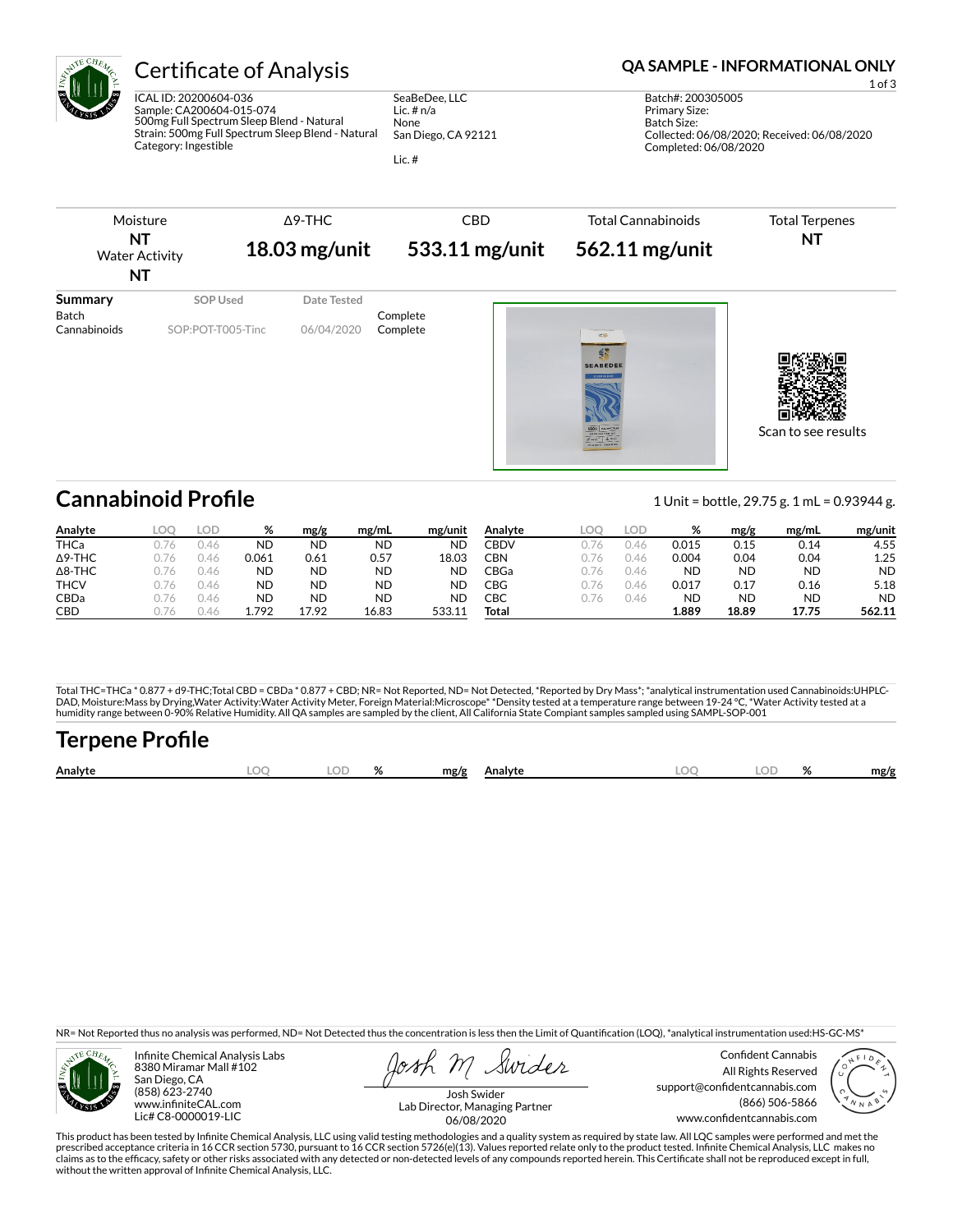# Certificate of Analysis

**QA SAMPLE - INFORMATIONAL ONLY**

ICAL ID: 20200604-036
Sample: CA200604-015-074
500mg Full Spectrum Sleep Blend - Natural
Strain: 500mg Full Spectrum Sleep Blend - Natural
Category: Ingestible

SeaBeDee, LLC
Lic. # n/a
None
San Diego, CA 92121

Lic. #

Batch#: 200305005
Primary Size:
Batch Size:
Collected: 06/08/2020; Received: 06/08/2020
Completed: 06/08/2020

| Moisture | Δ9-THC | CBD | Total Cannabinoids | Total Terpenes |
|---|---|---|---|---|
| **NT** | **18.03 mg/unit** | **533.11 mg/unit** | **562.11 mg/unit** | **NT** |
| Water Activity **NT** | | | | |

| Summary | SOP Used | Date Tested | |
|---|---|---|---|
| Batch | | | Complete |
| Cannabinoids | SOP:POT-T005-Tinc | 06/04/2020 | Complete |

Scan to see results

## Cannabinoid Profile

1 Unit = bottle, 29.75 g. 1 mL = 0.93944 g.

| Analyte | LOQ | LOD | % | mg/g | mg/mL | mg/unit |
|---|---|---|---|---|---|---|
| THCa | 0.76 | 0.46 | ND | ND | ND | ND |
| Δ9-THC | 0.76 | 0.46 | 0.061 | 0.61 | 0.57 | 18.03 |
| Δ8-THC | 0.76 | 0.46 | ND | ND | ND | ND |
| THCV | 0.76 | 0.46 | ND | ND | ND | ND |
| CBDa | 0.76 | 0.46 | ND | ND | ND | ND |
| CBD | 0.76 | 0.46 | 1.792 | 17.92 | 16.83 | 533.11 |
| CBDV | 0.76 | 0.46 | 0.015 | 0.15 | 0.14 | 4.55 |
| CBN | 0.76 | 0.46 | 0.004 | 0.04 | 0.04 | 1.25 |
| CBGa | 0.76 | 0.46 | ND | ND | ND | ND |
| CBG | 0.76 | 0.46 | 0.017 | 0.17 | 0.16 | 5.18 |
| CBC | 0.76 | 0.46 | ND | ND | ND | ND |
| **Total** | | | **1.889** | **18.89** | **17.75** | **562.11** |

Total THC=THCa * 0.877 + d9-THC;Total CBD = CBDa * 0.877 + CBD; NR= Not Reported, ND= Not Detected, *Reported by Dry Mass*; *analytical instrumentation used Cannabinoids:UHPLC-DAD, Moisture:Mass by Drying,Water Activity:Water Activity Meter, Foreign Material:Microscope* *Density tested at a temperature range between 19-24 °C, *Water Activity tested at a humidity range between 0-90% Relative Humidity. All QA samples are sampled by the client, All California State Compiant samples sampled using SAMPL-SOP-001

## Terpene Profile

| Analyte | LOQ | LOD | % | mg/g | Analyte | LOQ | LOD | % | mg/g |
|---|---|---|---|---|---|---|---|---|---|

NR= Not Reported thus no analysis was performed, ND= Not Detected thus the concentration is less then the Limit of Quantification (LOQ), *analytical instrumentation used:HS-GC-MS*

Infinite Chemical Analysis Labs
8380 Miramar Mall #102
San Diego, CA
(858) 623-2740
www.infiniteCAL.com
Lic# C8-0000019-LIC

Josh Swider
Lab Director, Managing Partner
06/08/2020

Confident Cannabis
All Rights Reserved
support@confidentcannabis.com
(866) 506-5866
www.confidentcannabis.com

This product has been tested by Infinite Chemical Analysis, LLC using valid testing methodologies and a quality system as required by state law. All LQC samples were performed and met the prescribed acceptance criteria in 16 CCR section 5730, pursuant to 16 CCR section 5726(e)(13). Values reported relate only to the product tested. Infinite Chemical Analysis, LLC makes no claims as to the efficacy, safety or other risks associated with any detected or non-detected levels of any compounds reported herein. This Certificate shall not be reproduced except in full, without the written approval of Infinite Chemical Analysis, LLC.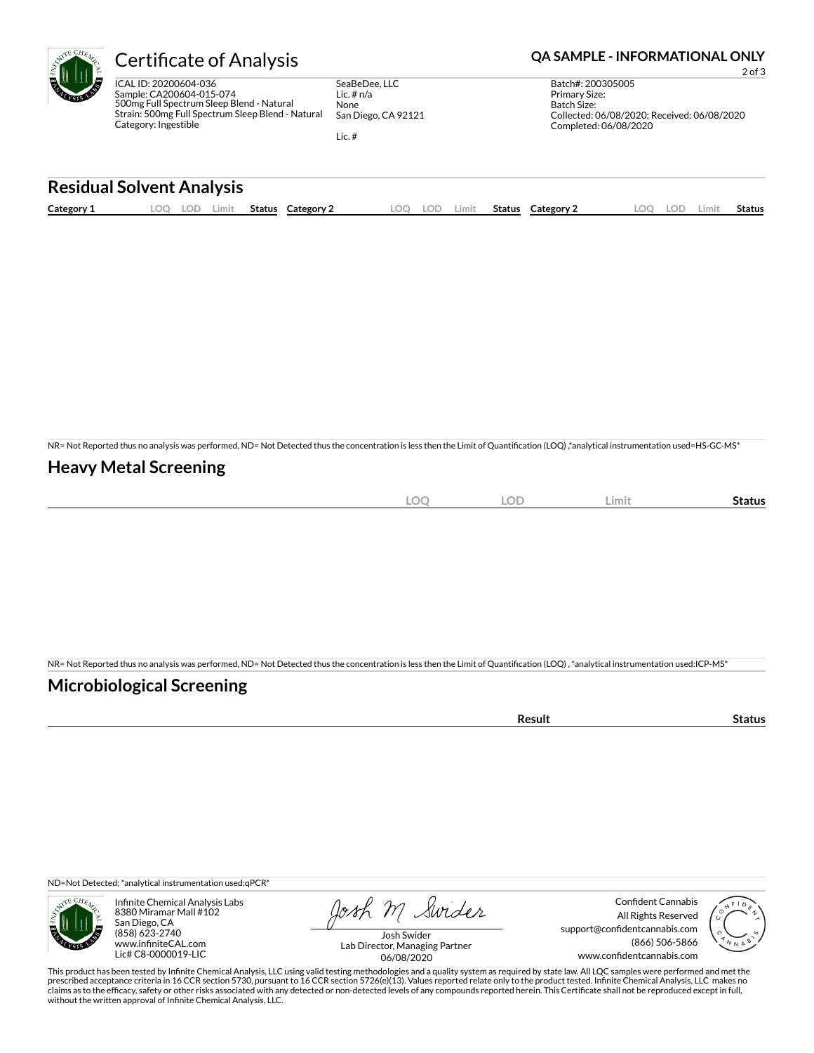# Certificate of Analysis

**QA SAMPLE - INFORMATIONAL ONLY**

ICAL ID: 20200604-036
Sample: CA200604-015-074
500mg Full Spectrum Sleep Blend - Natural
Strain: 500mg Full Spectrum Sleep Blend - Natural
Category: Ingestible

SeaBeDee, LLC
Lic. # n/a
None
San Diego, CA 92121

Lic. #

Batch#: 200305005
Primary Size:
Batch Size:
Collected: 06/08/2020; Received: 06/08/2020
Completed: 06/08/2020

## Residual Solvent Analysis

| Category 1 | LOQ | LOD | Limit | Status | Category 2 | LOQ | LOD | Limit | Status | Category 2 | LOQ | LOD | Limit | Status |
|---|---|---|---|---|---|---|---|---|---|---|---|---|---|---|

NR= Not Reported thus no analysis was performed, ND= Not Detected thus the concentration is less then the Limit of Quantification (LOQ) ,*analytical instrumentation used=HS-GC-MS*

## Heavy Metal Screening

| | LOQ | LOD | Limit | Status |
|---|---|---|---|---|

NR= Not Reported thus no analysis was performed, ND= Not Detected thus the concentration is less then the Limit of Quantification (LOQ) , *analytical instrumentation used:ICP-MS*

## Microbiological Screening

| | Result | Status |
|---|---|---|

ND=Not Detected; *analytical instrumentation used:qPCR*

Infinite Chemical Analysis Labs
8380 Miramar Mall #102
San Diego, CA
(858) 623-2740
www.infiniteCAL.com
Lic# C8-0000019-LIC

Josh Swider
Lab Director, Managing Partner
06/08/2020

Confident Cannabis
All Rights Reserved
support@confidentcannabis.com
(866) 506-5866
www.confidentcannabis.com

This product has been tested by Infinite Chemical Analysis, LLC using valid testing methodologies and a quality system as required by state law. All LQC samples were performed and met the prescribed acceptance criteria in 16 CCR section 5730, pursuant to 16 CCR section 5726(e)(13). Values reported relate only to the product tested. Infinite Chemical Analysis, LLC makes no claims as to the efficacy, safety or other risks associated with any detected or non-detected levels of any compounds reported herein. This Certificate shall not be reproduced except in full, without the written approval of Infinite Chemical Analysis, LLC.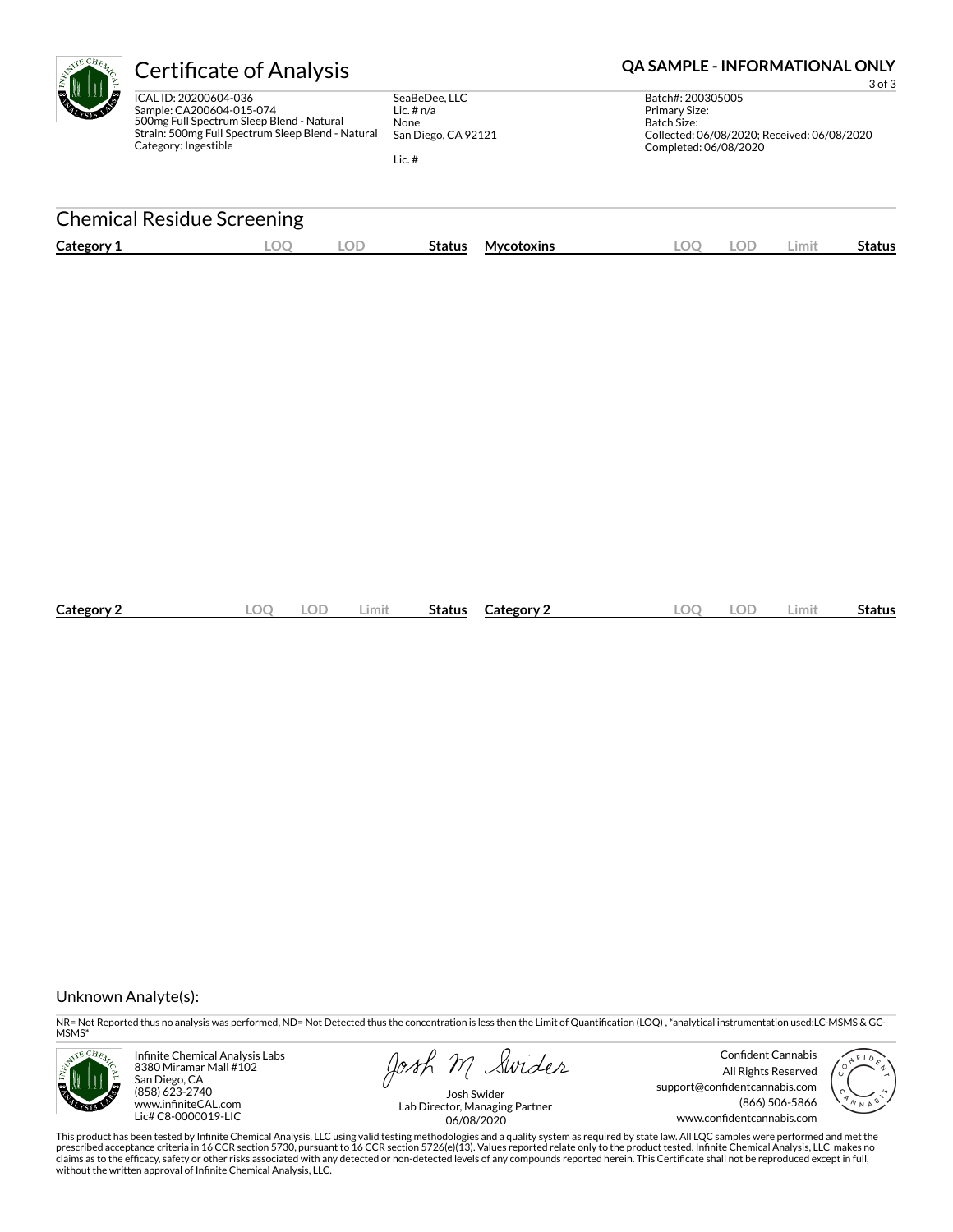# Certificate of Analysis

**QA SAMPLE - INFORMATIONAL ONLY**

ICAL ID: 20200604-036
Sample: CA200604-015-074
500mg Full Spectrum Sleep Blend - Natural
Strain: 500mg Full Spectrum Sleep Blend - Natural
Category: Ingestible

SeaBeDee, LLC
Lic. # n/a
None
San Diego, CA 92121

Lic. #

Batch#: 200305005
Primary Size:
Batch Size:
Collected: 06/08/2020; Received: 06/08/2020
Completed: 06/08/2020

## Chemical Residue Screening

| Category 1 | LOQ | LOD | Status |
|---|---|---|---|

| Mycotoxins | LOQ | LOD | Limit | Status |
|---|---|---|---|---|

| Category 2 | LOQ | LOD | Limit | Status |
|---|---|---|---|---|

| Category 2 | LOQ | LOD | Limit | Status |
|---|---|---|---|---|

Unknown Analyte(s):

NR= Not Reported thus no analysis was performed, ND= Not Detected thus the concentration is less then the Limit of Quantification (LOQ) , *analytical instrumentation used:LC-MSMS & GC-MSMS*

Infinite Chemical Analysis Labs
8380 Miramar Mall #102
San Diego, CA
(858) 623-2740
www.infiniteCAL.com
Lic# C8-0000019-LIC

Josh Swider
Lab Director, Managing Partner
06/08/2020

Confident Cannabis
All Rights Reserved
support@confidentcannabis.com
(866) 506-5866
www.confidentcannabis.com

This product has been tested by Infinite Chemical Analysis, LLC using valid testing methodologies and a quality system as required by state law. All LQC samples were performed and met the prescribed acceptance criteria in 16 CCR section 5730, pursuant to 16 CCR section 5726(e)(13). Values reported relate only to the product tested. Infinite Chemical Analysis, LLC makes no claims as to the efficacy, safety or other risks associated with any detected or non-detected levels of any compounds reported herein. This Certificate shall not be reproduced except in full, without the written approval of Infinite Chemical Analysis, LLC.